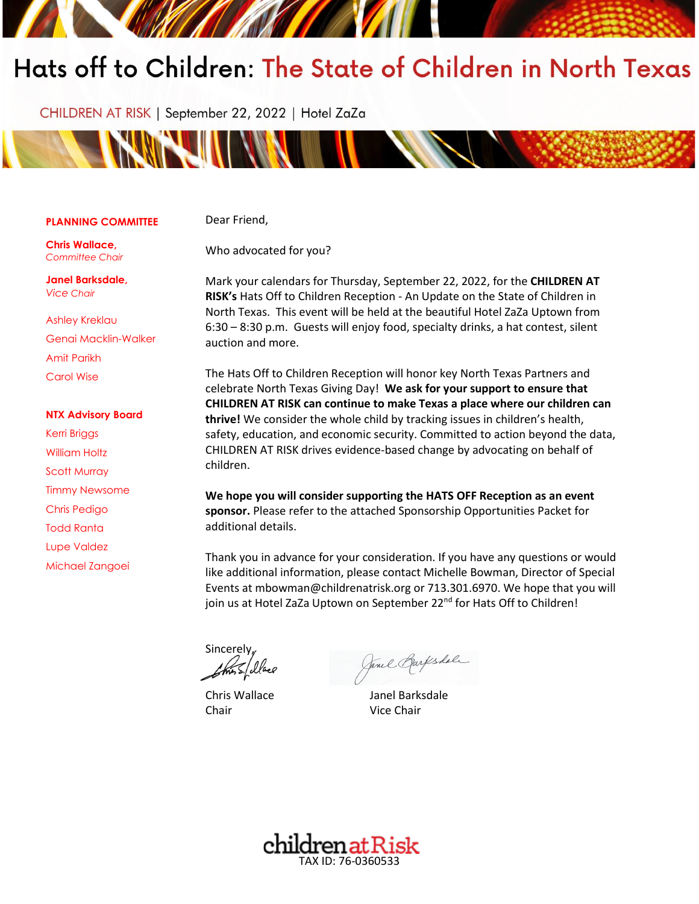# Hats off to Children: The State of Children in North Texas

CHILDREN AT RISK | September 22, 2022 | Hotel ZaZa

**PLANNING COMMITTEE**

**Chris Wallace,**
*Committee Chair*

**Janel Barksdale,**
*Vice Chair*

Ashley Kreklau

Genai Macklin-Walker

Amit Parikh

Carol Wise

**NTX Advisory Board**

Kerri Briggs

William Holtz

Scott Murray

Timmy Newsome

Chris Pedigo

Todd Ranta

Lupe Valdez

Michael Zangoei

Dear Friend,

Who advocated for you?

Mark your calendars for Thursday, September 22, 2022, for the **CHILDREN AT RISK's** Hats Off to Children Reception - An Update on the State of Children in North Texas. This event will be held at the beautiful Hotel ZaZa Uptown from 6:30 – 8:30 p.m. Guests will enjoy food, specialty drinks, a hat contest, silent auction and more.

The Hats Off to Children Reception will honor key North Texas Partners and celebrate North Texas Giving Day! **We ask for your support to ensure that CHILDREN AT RISK can continue to make Texas a place where our children can thrive!** We consider the whole child by tracking issues in children's health, safety, education, and economic security. Committed to action beyond the data, CHILDREN AT RISK drives evidence-based change by advocating on behalf of children.

**We hope you will consider supporting the HATS OFF Reception as an event sponsor.** Please refer to the attached Sponsorship Opportunities Packet for additional details.

Thank you in advance for your consideration. If you have any questions or would like additional information, please contact Michelle Bowman, Director of Special Events at mbowman@childrenatrisk.org or 713.301.6970. We hope that you will join us at Hotel ZaZa Uptown on September 22nd for Hats Off to Children!

Sincerely,

Chris Wallace
Chair

Janel Barksdale
Vice Chair

childrenatRisk
TAX ID: 76-0360533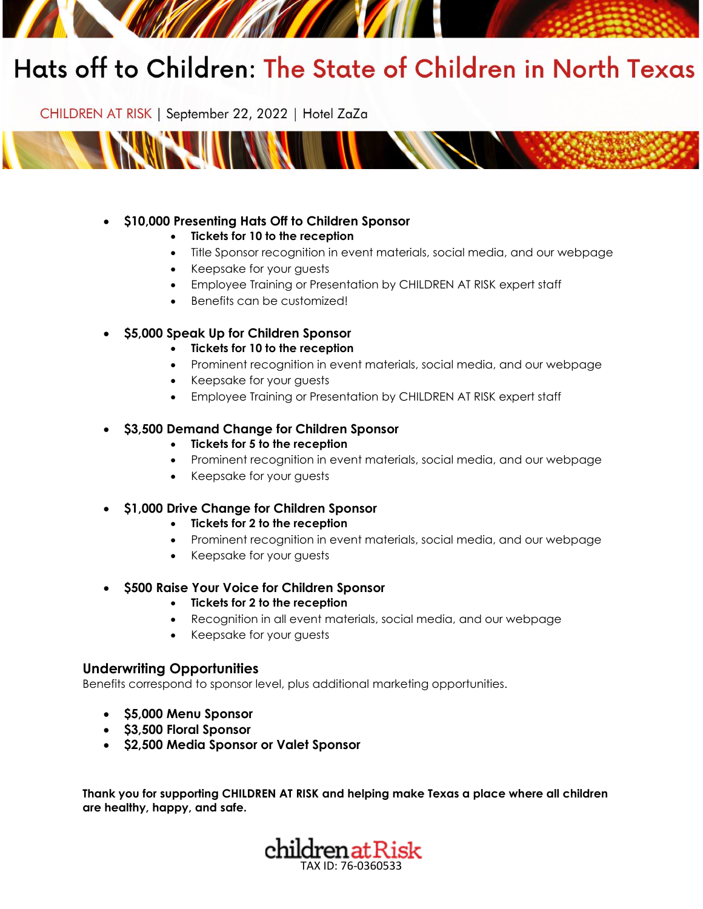# Hats off to Children: The State of Children in North Texas

CHILDREN AT RISK | September 22, 2022 | Hotel ZaZa

- **$10,000 Presenting Hats Off to Children Sponsor**
  - **Tickets for 10 to the reception**
  - Title Sponsor recognition in event materials, social media, and our webpage
  - Keepsake for your guests
  - Employee Training or Presentation by CHILDREN AT RISK expert staff
  - Benefits can be customized!

- **$5,000 Speak Up for Children Sponsor**
  - **Tickets for 10 to the reception**
  - Prominent recognition in event materials, social media, and our webpage
  - Keepsake for your guests
  - Employee Training or Presentation by CHILDREN AT RISK expert staff

- **$3,500 Demand Change for Children Sponsor**
  - **Tickets for 5 to the reception**
  - Prominent recognition in event materials, social media, and our webpage
  - Keepsake for your guests

- **$1,000 Drive Change for Children Sponsor**
  - **Tickets for 2 to the reception**
  - Prominent recognition in event materials, social media, and our webpage
  - Keepsake for your guests

- **$500 Raise Your Voice for Children Sponsor**
  - **Tickets for 2 to the reception**
  - Recognition in all event materials, social media, and our webpage
  - Keepsake for your guests

## Underwriting Opportunities

Benefits correspond to sponsor level, plus additional marketing opportunities.

- **$5,000 Menu Sponsor**
- **$3,500 Floral Sponsor**
- **$2,500 Media Sponsor or Valet Sponsor**

**Thank you for supporting CHILDREN AT RISK and helping make Texas a place where all children are healthy, happy, and safe.**

childrenatRisk

TAX ID: 76-0360533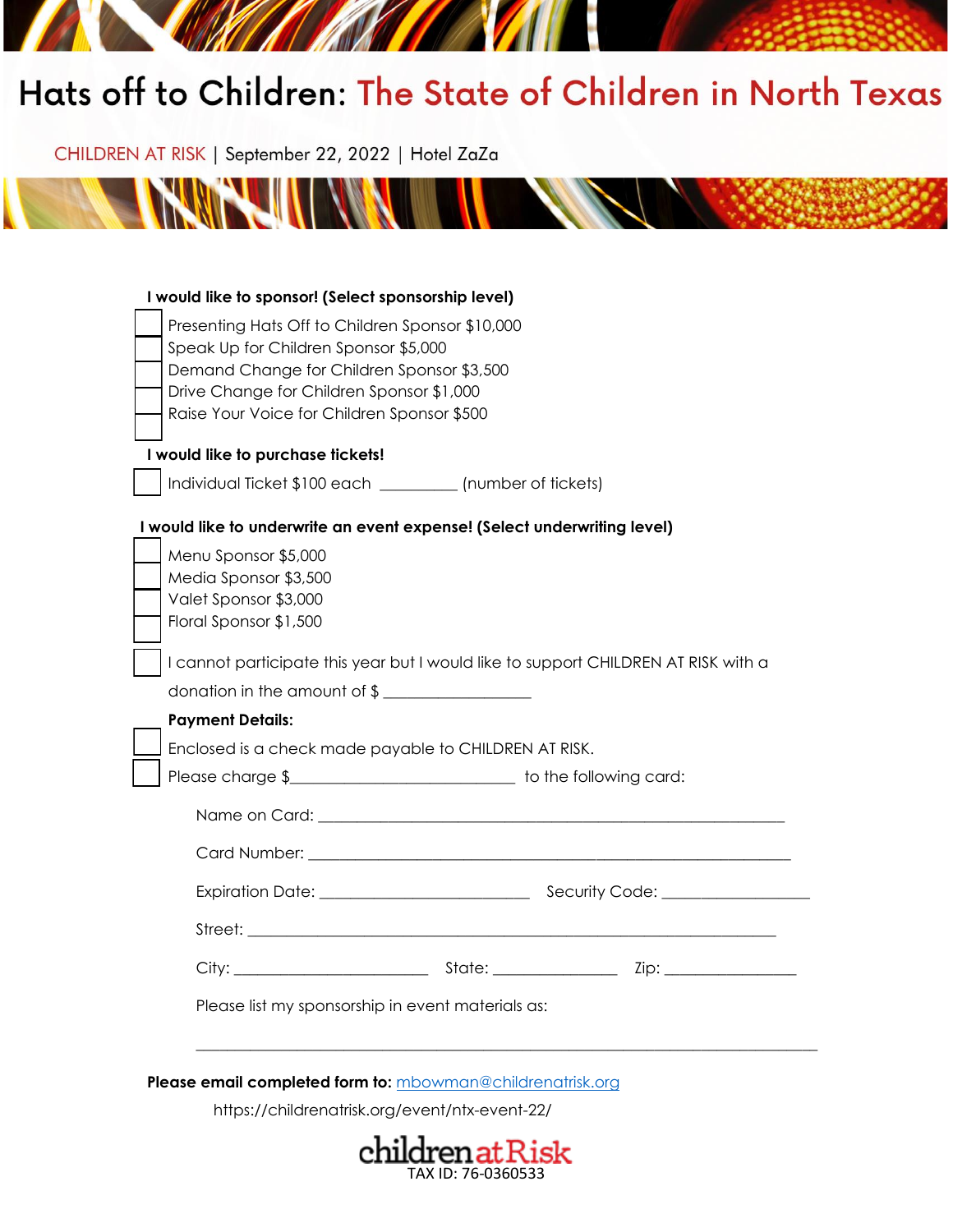# Hats off to Children: The State of Children in North Texas

CHILDREN AT RISK | September 22, 2022 | Hotel ZaZa

**I would like to sponsor! (Select sponsorship level)**

- ☐ Presenting Hats Off to Children Sponsor $10,000
- ☐ Speak Up for Children Sponsor $5,000
- ☐ Demand Change for Children Sponsor $3,500
- ☐ Drive Change for Children Sponsor $1,000
- ☐ Raise Your Voice for Children Sponsor $500

**I would like to purchase tickets!**

- ☐ Individual Ticket $100 each __________ (number of tickets)

**I would like to underwrite an event expense! (Select underwriting level)**

- ☐ Menu Sponsor $5,000
- ☐ Media Sponsor $3,500
- ☐ Valet Sponsor $3,000
- ☐ Floral Sponsor $1,500

☐ I cannot participate this year but I would like to support CHILDREN AT RISK with a donation in the amount of $ __________________

**Payment Details:**

- ☐ Enclosed is a check made payable to CHILDREN AT RISK.
- ☐ Please charge $____________________________ to the following card:

Name on Card: ____________________________________________________________

Card Number: _____________________________________________________________

Expiration Date: ___________________________ Security Code: ___________________

Street: __________________________________________________________________

City: _________________________ State: ________________ Zip: _________________

Please list my sponsorship in event materials as:

_______________________________________________________________________________

**Please email completed form to:** mbowman@childrenatrisk.org

https://childrenatrisk.org/event/ntx-event-22/

children at Risk

TAX ID: 76-0360533